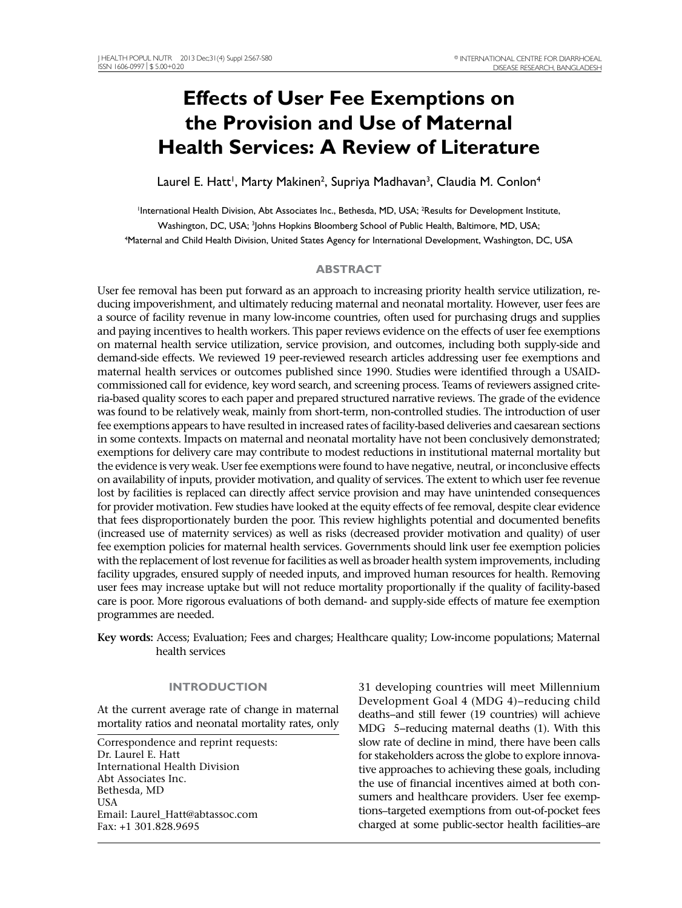# Effects of User Fee Exemptions on the Provision and Use of Maternal Health Services: A Review of Literature

Laurel E. Hatt[1], Marty Makinen[2], Supriya Madhavan[3], Claudia M. Conlon[4]

[1]International Health Division, Abt Associates Inc., Bethesda, MD, USA; [2]Results for Development Institute, Washington, DC, USA; [3]Johns Hopkins Bloomberg School of Public Health, Baltimore, MD, USA; [4]Maternal and Child Health Division, United States Agency for International Development, Washington, DC, USA

## ABSTRACT

User fee removal has been put forward as an approach to increasing priority health service utilization, reducing impoverishment, and ultimately reducing maternal and neonatal mortality. However, user fees are a source of facility revenue in many low-income countries, often used for purchasing drugs and supplies and paying incentives to health workers. This paper reviews evidence on the effects of user fee exemptions on maternal health service utilization, service provision, and outcomes, including both supply-side and demand-side effects. We reviewed 19 peer-reviewed research articles addressing user fee exemptions and maternal health services or outcomes published since 1990. Studies were identified through a USAID-commissioned call for evidence, key word search, and screening process. Teams of reviewers assigned criteria-based quality scores to each paper and prepared structured narrative reviews. The grade of the evidence was found to be relatively weak, mainly from short-term, non-controlled studies. The introduction of user fee exemptions appears to have resulted in increased rates of facility-based deliveries and caesarean sections in some contexts. Impacts on maternal and neonatal mortality have not been conclusively demonstrated; exemptions for delivery care may contribute to modest reductions in institutional maternal mortality but the evidence is very weak. User fee exemptions were found to have negative, neutral, or inconclusive effects on availability of inputs, provider motivation, and quality of services. The extent to which user fee revenue lost by facilities is replaced can directly affect service provision and may have unintended consequences for provider motivation. Few studies have looked at the equity effects of fee removal, despite clear evidence that fees disproportionately burden the poor. This review highlights potential and documented benefits (increased use of maternity services) as well as risks (decreased provider motivation and quality) of user fee exemption policies for maternal health services. Governments should link user fee exemption policies with the replacement of lost revenue for facilities as well as broader health system improvements, including facility upgrades, ensured supply of needed inputs, and improved human resources for health. Removing user fees may increase uptake but will not reduce mortality proportionally if the quality of facility-based care is poor. More rigorous evaluations of both demand- and supply-side effects of mature fee exemption programmes are needed.

**Key words:** Access; Evaluation; Fees and charges; Healthcare quality; Low-income populations; Maternal health services

## INTRODUCTION

At the current average rate of change in maternal mortality ratios and neonatal mortality rates, only 31 developing countries will meet Millennium Development Goal 4 (MDG 4)–reducing child deaths–and still fewer (19 countries) will achieve MDG 5–reducing maternal deaths (1). With this slow rate of decline in mind, there have been calls for stakeholders across the globe to explore innovative approaches to achieving these goals, including the use of financial incentives aimed at both consumers and healthcare providers. User fee exemptions–targeted exemptions from out-of-pocket fees charged at some public-sector health facilities–are

Correspondence and reprint requests:
Dr. Laurel E. Hatt
International Health Division
Abt Associates Inc.
Bethesda, MD
USA
Email: Laurel_Hatt@abtassoc.com
Fax: +1 301.828.9695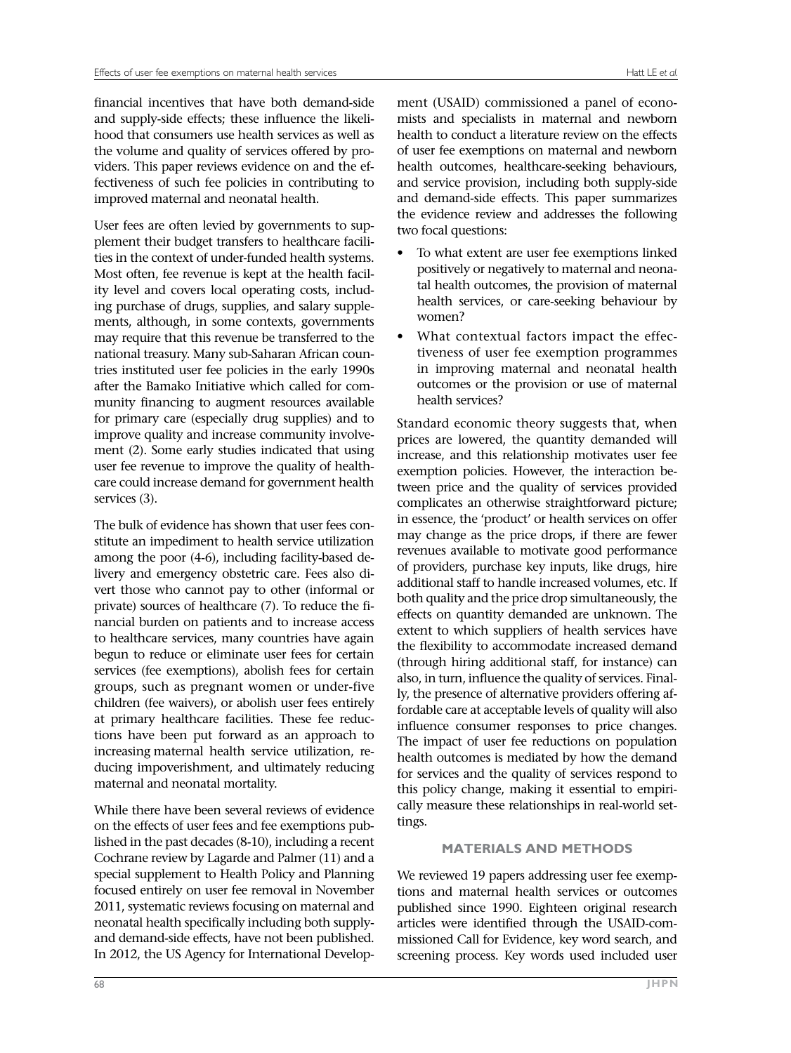financial incentives that have both demand-side and supply-side effects; these influence the likelihood that consumers use health services as well as the volume and quality of services offered by providers. This paper reviews evidence on and the effectiveness of such fee policies in contributing to improved maternal and neonatal health.

User fees are often levied by governments to supplement their budget transfers to healthcare facilities in the context of under-funded health systems. Most often, fee revenue is kept at the health facility level and covers local operating costs, including purchase of drugs, supplies, and salary supplements, although, in some contexts, governments may require that this revenue be transferred to the national treasury. Many sub-Saharan African countries instituted user fee policies in the early 1990s after the Bamako Initiative which called for community financing to augment resources available for primary care (especially drug supplies) and to improve quality and increase community involvement (2). Some early studies indicated that using user fee revenue to improve the quality of healthcare could increase demand for government health services (3).

The bulk of evidence has shown that user fees constitute an impediment to health service utilization among the poor (4-6), including facility-based delivery and emergency obstetric care. Fees also divert those who cannot pay to other (informal or private) sources of healthcare (7). To reduce the financial burden on patients and to increase access to healthcare services, many countries have again begun to reduce or eliminate user fees for certain services (fee exemptions), abolish fees for certain groups, such as pregnant women or under-five children (fee waivers), or abolish user fees entirely at primary healthcare facilities. These fee reductions have been put forward as an approach to increasing maternal health service utilization, reducing impoverishment, and ultimately reducing maternal and neonatal mortality.

While there have been several reviews of evidence on the effects of user fees and fee exemptions published in the past decades (8-10), including a recent Cochrane review by Lagarde and Palmer (11) and a special supplement to Health Policy and Planning focused entirely on user fee removal in November 2011, systematic reviews focusing on maternal and neonatal health specifically including both supply- and demand-side effects, have not been published. In 2012, the US Agency for International Development (USAID) commissioned a panel of economists and specialists in maternal and newborn health to conduct a literature review on the effects of user fee exemptions on maternal and newborn health outcomes, healthcare-seeking behaviours, and service provision, including both supply-side and demand-side effects. This paper summarizes the evidence review and addresses the following two focal questions:

- To what extent are user fee exemptions linked positively or negatively to maternal and neonatal health outcomes, the provision of maternal health services, or care-seeking behaviour by women?
- What contextual factors impact the effectiveness of user fee exemption programmes in improving maternal and neonatal health outcomes or the provision or use of maternal health services?

Standard economic theory suggests that, when prices are lowered, the quantity demanded will increase, and this relationship motivates user fee exemption policies. However, the interaction between price and the quality of services provided complicates an otherwise straightforward picture; in essence, the 'product' or health services on offer may change as the price drops, if there are fewer revenues available to motivate good performance of providers, purchase key inputs, like drugs, hire additional staff to handle increased volumes, etc. If both quality and the price drop simultaneously, the effects on quantity demanded are unknown. The extent to which suppliers of health services have the flexibility to accommodate increased demand (through hiring additional staff, for instance) can also, in turn, influence the quality of services. Finally, the presence of alternative providers offering affordable care at acceptable levels of quality will also influence consumer responses to price changes. The impact of user fee reductions on population health outcomes is mediated by how the demand for services and the quality of services respond to this policy change, making it essential to empirically measure these relationships in real-world settings.

## MATERIALS AND METHODS

We reviewed 19 papers addressing user fee exemptions and maternal health services or outcomes published since 1990. Eighteen original research articles were identified through the USAID-commissioned Call for Evidence, key word search, and screening process. Key words used included user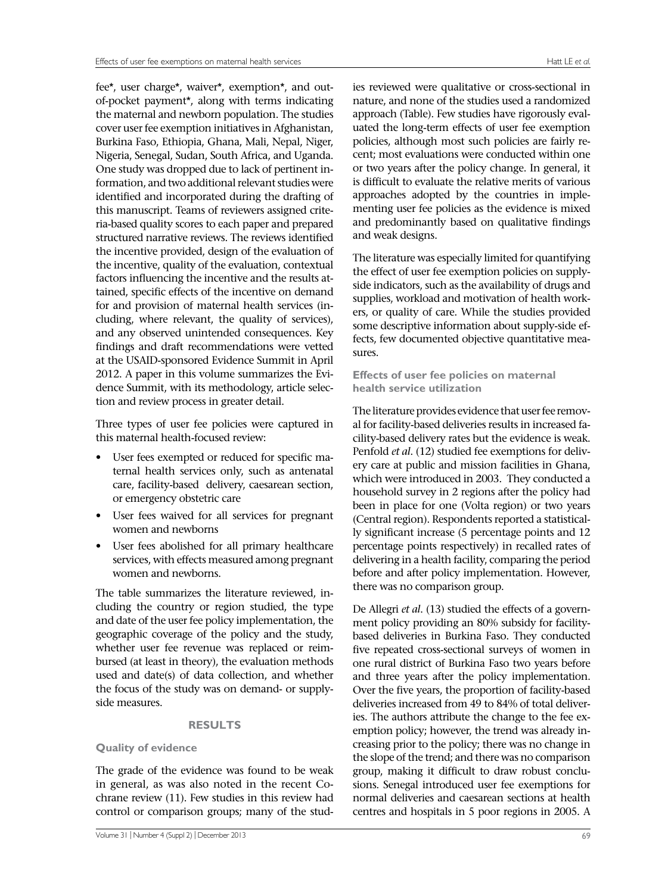fee*, user charge*, waiver*, exemption*, and out-of-pocket payment*, along with terms indicating the maternal and newborn population. The studies cover user fee exemption initiatives in Afghanistan, Burkina Faso, Ethiopia, Ghana, Mali, Nepal, Niger, Nigeria, Senegal, Sudan, South Africa, and Uganda. One study was dropped due to lack of pertinent information, and two additional relevant studies were identified and incorporated during the drafting of this manuscript. Teams of reviewers assigned criteria-based quality scores to each paper and prepared structured narrative reviews. The reviews identified the incentive provided, design of the evaluation of the incentive, quality of the evaluation, contextual factors influencing the incentive and the results attained, specific effects of the incentive on demand for and provision of maternal health services (including, where relevant, the quality of services), and any observed unintended consequences. Key findings and draft recommendations were vetted at the USAID-sponsored Evidence Summit in April 2012. A paper in this volume summarizes the Evidence Summit, with its methodology, article selection and review process in greater detail.

Three types of user fee policies were captured in this maternal health-focused review:

- User fees exempted or reduced for specific maternal health services only, such as antenatal care, facility-based delivery, caesarean section, or emergency obstetric care
- User fees waived for all services for pregnant women and newborns
- User fees abolished for all primary healthcare services, with effects measured among pregnant women and newborns.

The table summarizes the literature reviewed, including the country or region studied, the type and date of the user fee policy implementation, the geographic coverage of the policy and the study, whether user fee revenue was replaced or reimbursed (at least in theory), the evaluation methods used and date(s) of data collection, and whether the focus of the study was on demand- or supply-side measures.

## RESULTS

### Quality of evidence

The grade of the evidence was found to be weak in general, as was also noted in the recent Cochrane review (11). Few studies in this review had control or comparison groups; many of the studies reviewed were qualitative or cross-sectional in nature, and none of the studies used a randomized approach (Table). Few studies have rigorously evaluated the long-term effects of user fee exemption policies, although most such policies are fairly recent; most evaluations were conducted within one or two years after the policy change. In general, it is difficult to evaluate the relative merits of various approaches adopted by the countries in implementing user fee policies as the evidence is mixed and predominantly based on qualitative findings and weak designs.

The literature was especially limited for quantifying the effect of user fee exemption policies on supply-side indicators, such as the availability of drugs and supplies, workload and motivation of health workers, or quality of care. While the studies provided some descriptive information about supply-side effects, few documented objective quantitative measures.

### Effects of user fee policies on maternal health service utilization

The literature provides evidence that user fee removal for facility-based deliveries results in increased facility-based delivery rates but the evidence is weak. Penfold *et al*. (12) studied fee exemptions for delivery care at public and mission facilities in Ghana, which were introduced in 2003. They conducted a household survey in 2 regions after the policy had been in place for one (Volta region) or two years (Central region). Respondents reported a statistically significant increase (5 percentage points and 12 percentage points respectively) in recalled rates of delivering in a health facility, comparing the period before and after policy implementation. However, there was no comparison group.

De Allegri *et al*. (13) studied the effects of a government policy providing an 80% subsidy for facility-based deliveries in Burkina Faso. They conducted five repeated cross-sectional surveys of women in one rural district of Burkina Faso two years before and three years after the policy implementation. Over the five years, the proportion of facility-based deliveries increased from 49 to 84% of total deliveries. The authors attribute the change to the fee exemption policy; however, the trend was already increasing prior to the policy; there was no change in the slope of the trend; and there was no comparison group, making it difficult to draw robust conclusions. Senegal introduced user fee exemptions for normal deliveries and caesarean sections at health centres and hospitals in 5 poor regions in 2005. A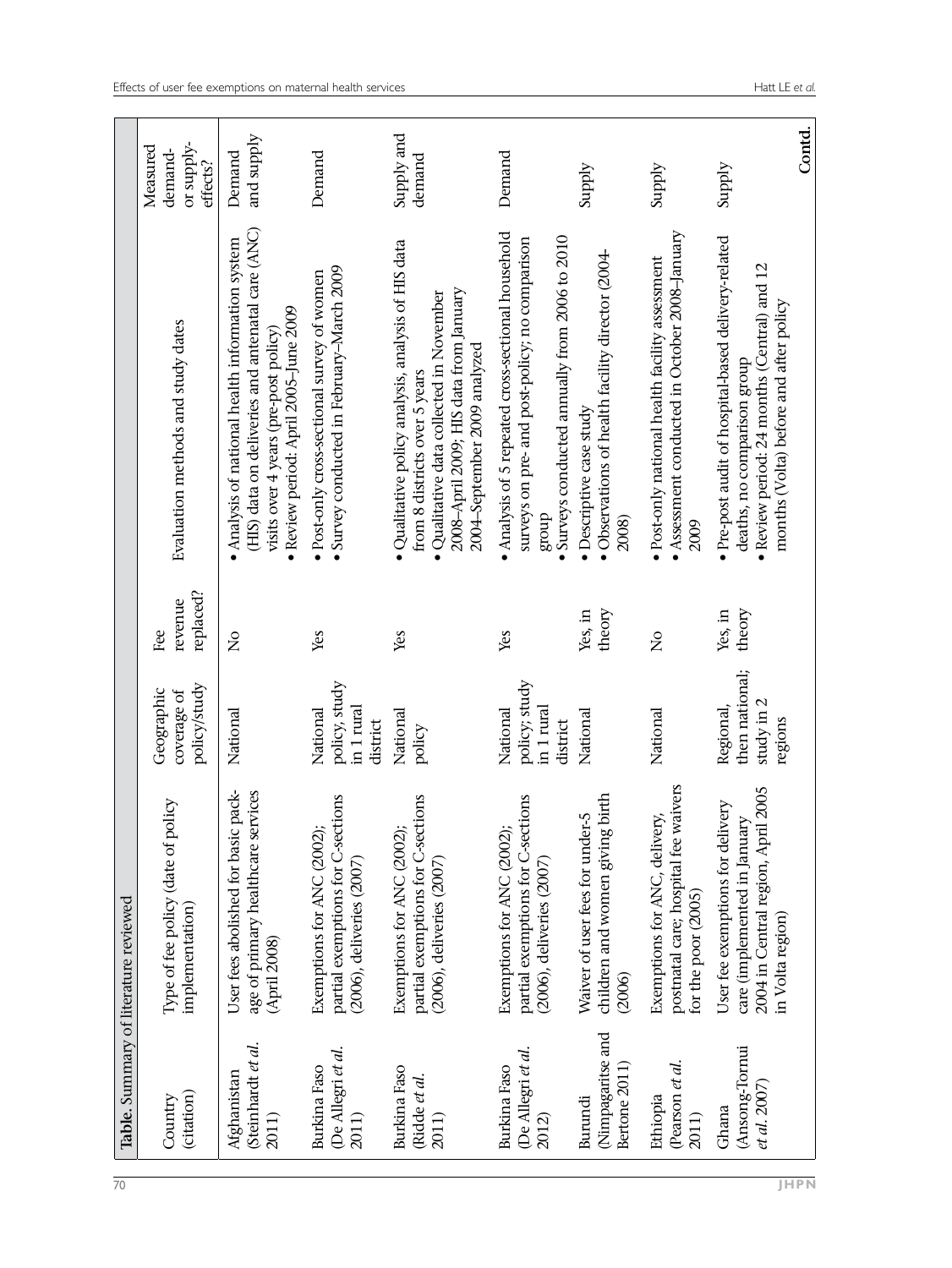**Table.** Summary of literature reviewed

| Country (citation) | Type of fee policy (date of policy implementation) | Geographic coverage of policy/study | Fee revenue replaced? | Evaluation methods and study dates | Measured demand- or supply-effects? |
|---|---|---|---|---|---|
| Afghanistan (Steinhardt *et al.* 2011) | User fees abolished for basic package of primary healthcare services (April 2008) | National | No | • Analysis of national health information system (HIS) data on deliveries and antenatal care (ANC) visits over 4 years (pre-post policy)<br>• Review period: April 2005–June 2009 | Demand and supply |
| Burkina Faso (De Allegri *et al.* 2011) | Exemptions for ANC (2002); partial exemptions for C-sections (2006), deliveries (2007) | National policy, study in 1 rural district | Yes | • Post-only cross-sectional survey of women<br>• Survey conducted in February–March 2009 | Demand |
| Burkina Faso (Ridde *et al.* 2011) | Exemptions for ANC (2002); partial exemptions for C-sections (2006), deliveries (2007) | National policy | Yes | • Qualitative policy analysis, analysis of HIS data from 8 districts over 5 years<br>• Qualitative data collected in November 2008–April 2009; HIS data from January 2004–September 2009 analyzed | Supply and demand |
| Burkina Faso (De Allegri *et al.* 2012) | Exemptions for ANC (2002); partial exemptions for C-sections (2006), deliveries (2007) | National policy; study in 1 rural district | Yes | • Analysis of 5 repeated cross-sectional household surveys on pre- and post-policy; no comparison group<br>• Surveys conducted annually from 2006 to 2010 | Demand |
| Burundi (Nimpagaritse and Bertone 2011) | Waiver of user fees for under-5 children and women giving birth (2006) | National | Yes, in theory | • Descriptive case study<br>• Observations of health facility director (2004-2008) | Supply |
| Ethiopia (Pearson *et al.* 2011) | Exemptions for ANC, delivery, postnatal care; hospital fee waivers for the poor (2005) | National | No | • Post-only national health facility assessment<br>• Assessment conducted in October 2008–January 2009 | Supply |
| Ghana (Ansong-Tornui *et al.* 2007) | User fee exemptions for delivery care (implemented in January 2004 in Central region, April 2005 in Volta region) | Regional, then national; study in 2 regions | Yes, in theory | • Pre-post audit of hospital-based delivery-related deaths, no comparison group<br>• Review period: 24 months (Central) and 12 months (Volta) before and after policy | Supply |

**Contd.**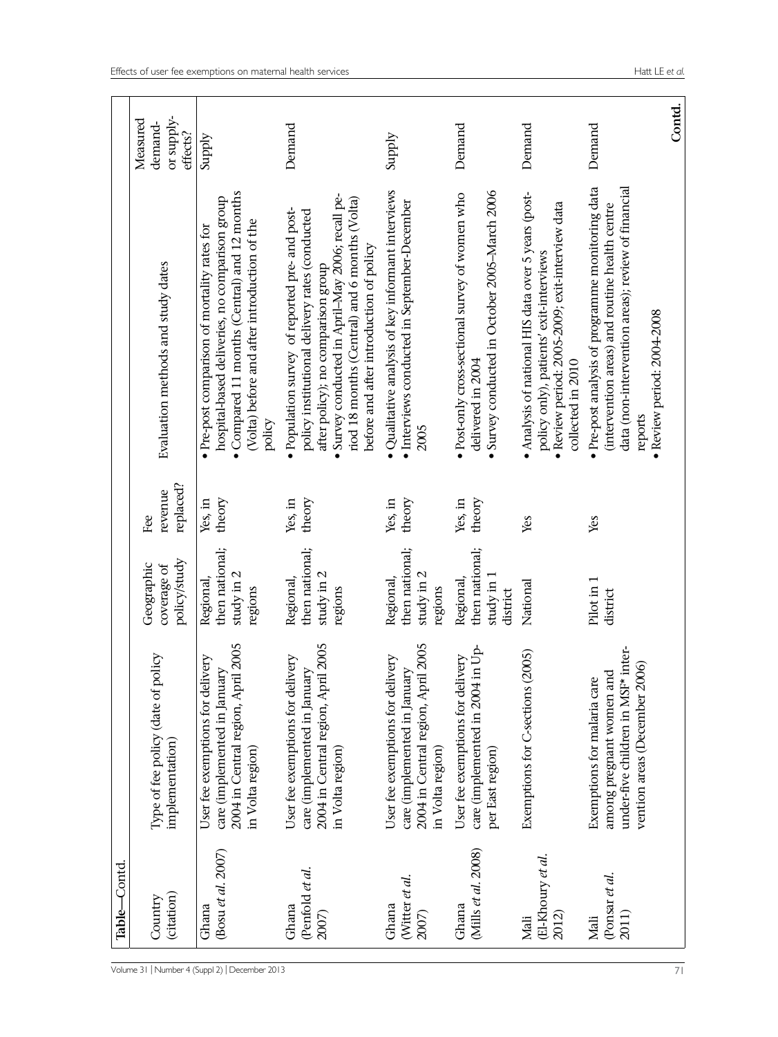**Table**—Contd.

| Country (citation) | Type of fee policy (date of policy implementation) | Geographic coverage of policy/study | Fee revenue replaced? | Evaluation methods and study dates | Measured demand- or supply-effects? |
|---|---|---|---|---|---|
| Ghana (Bosu *et al.* 2007) | User fee exemptions for delivery care (implemented in January 2004 in Central region, April 2005 in Volta region) | Regional, then national; study in 2 regions | Yes, in theory | • Pre-post comparison of mortality rates for hospital-based deliveries, no comparison group<br>• Compared 11 months (Central) and 12 months (Volta) before and after introduction of the policy | Supply |
| Ghana (Penfold *et al.* 2007) | User fee exemptions for delivery care (implemented in January 2004 in Central region, April 2005 in Volta region) | Regional, then national; study in 2 regions | Yes, in theory | • Population survey of reported pre- and post-policy institutional delivery rates (conducted after policy); no comparison group<br>• Survey conducted in April–May 2006; recall period 18 months (Central) and 6 months (Volta) before and after introduction of policy | Demand |
| Ghana (Witter *et al.* 2007) | User fee exemptions for delivery care (implemented in January 2004 in Central region, April 2005 in Volta region) | Regional, then national; study in 2 regions | Yes, in theory | • Qualitative analysis of key informant interviews<br>• Interviews conducted in September-December 2005 | Supply |
| Ghana (Mills *et al.* 2008) | User fee exemptions for delivery care (implemented in 2004 in Upper East region) | Regional, then national; study in 1 district | Yes, in theory | • Post-only cross-sectional survey of women who delivered in 2004<br>• Survey conducted in October 2005–March 2006 | Demand |
| Mali (El-Khoury *et al.* 2012) | Exemptions for C-sections (2005) | National | Yes | • Analysis of national HIS data over 5 years (post-policy only), patients' exit-interviews<br>• Review period: 2005-2009; exit-interview data collected in 2010 | Demand |
| Mali (Ponsar *et al.* 2011) | Exemptions for malaria care among pregnant women and under-five children in MSF* intervention areas (December 2006) | Pilot in 1 district | Yes | • Pre-post analysis of programme monitoring data (intervention areas) and routine health centre data (non-intervention areas); review of financial reports<br>• Review period: 2004-2008 | Demand |

**Contd.**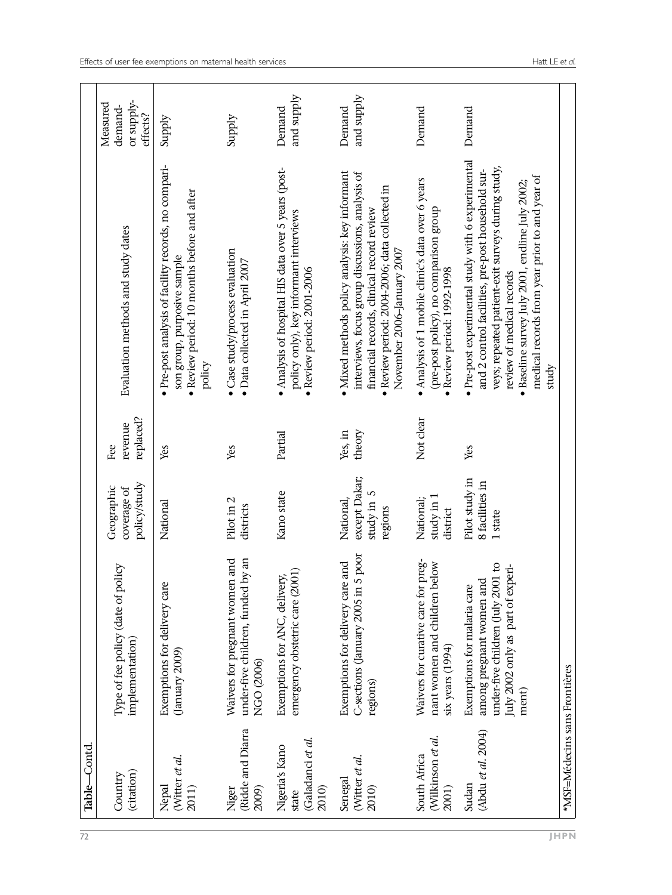Table—Contd.

| Country (citation) | Type of fee policy (date of policy implementation) | Geographic coverage of policy/study | Fee revenue replaced? | Evaluation methods and study dates | Measured demand- or supply-effects? |
|---|---|---|---|---|---|
| Nepal (Witter *et al.* 2011) | Exemptions for delivery care (January 2009) | National | Yes | • Pre-post analysis of facility records, no comparison group, purposive sample<br>• Review period: 10 months before and after policy | Supply |
| Niger (Ridde and Diarra 2009) | Waivers for pregnant women and under-five children, funded by an NGO (2006) | Pilot in 2 districts | Yes | • Case study/process evaluation<br>• Data collected in April 2007 | Supply |
| Nigeria's Kano state (Galadanci *et al.* 2010) | Exemptions for ANC, delivery, emergency obstetric care (2001) | Kano state | Partial | • Analysis of hospital HIS data over 5 years (post-policy only), key informant interviews<br>• Review period: 2001-2006 | Demand and supply |
| Senegal (Witter *et al.* 2010) | Exemptions for delivery care and C-sections (January 2005 in 5 poor regions) | National, except Dakar; study in 5 regions | Yes, in theory | • Mixed methods policy analysis: key informant interviews, focus group discussions, analysis of financial records, clinical record review<br>• Review period: 2004-2006; data collected in November 2006-January 2007 | Demand and supply |
| South Africa (Wilkinson *et al.* 2001) | Waivers for curative care for pregnant women and children below six years (1994) | National; study in 1 district | Not clear | • Analysis of 1 mobile clinic's data over 6 years (pre-post policy), no comparison group<br>• Review period: 1992-1998 | Demand |
| Sudan (Abdu *et al.* 2004) | Exemptions for malaria care among pregnant women and under-five children (July 2001 to July 2002 only as part of experiment) | Pilot study in 8 facilities in 1 state | Yes | • Pre-post experimental study with 6 experimental and 2 control facilities, pre-post household surveys; repeated patient-exit surveys during study, review of medical records<br>• Baseline survey July 2001, endline July 2002; medical records from year prior to and year of study | Demand |

*MSF=Médecins sans Frontières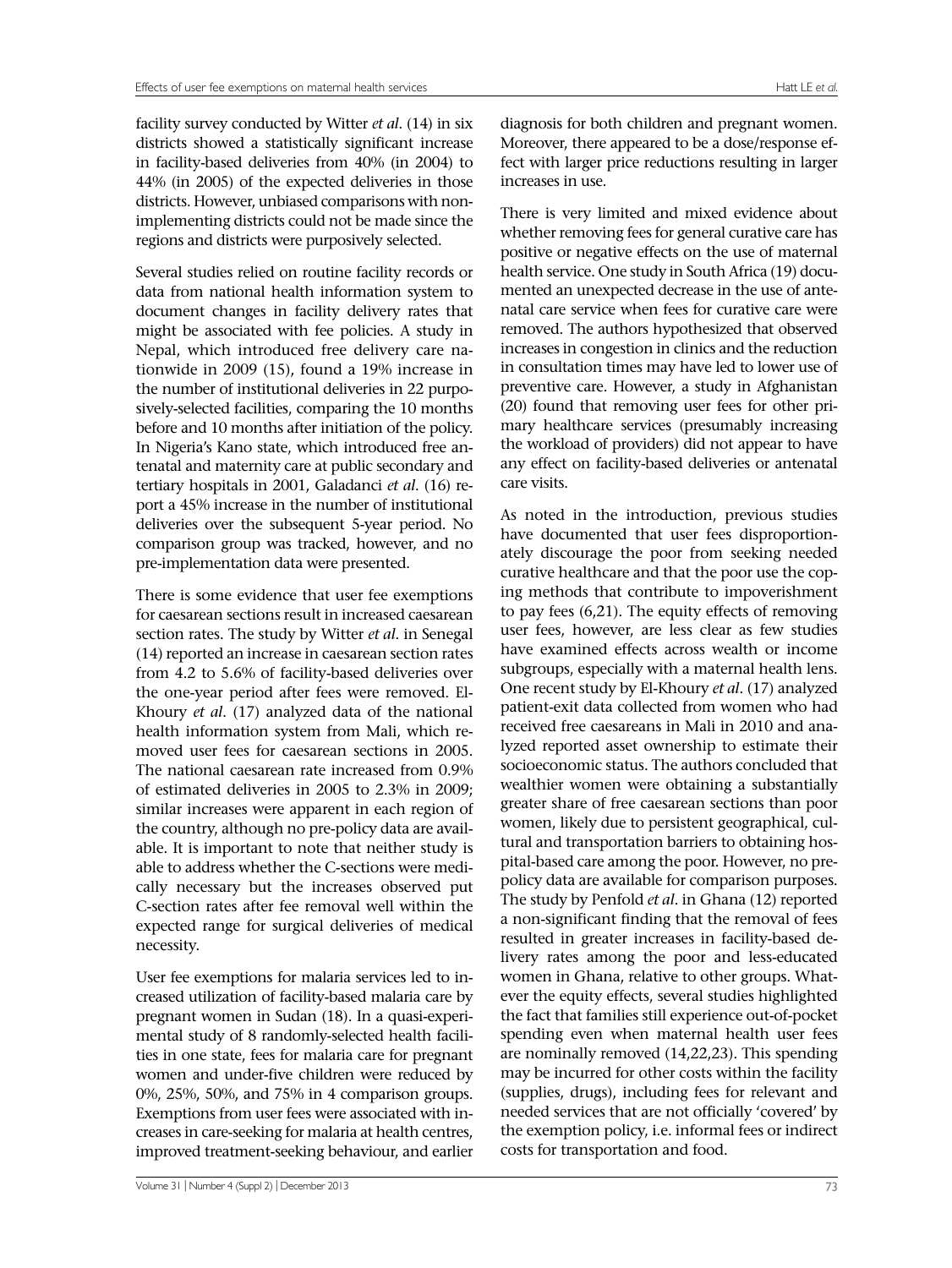facility survey conducted by Witter *et al*. (14) in six districts showed a statistically significant increase in facility-based deliveries from 40% (in 2004) to 44% (in 2005) of the expected deliveries in those districts. However, unbiased comparisons with non-implementing districts could not be made since the regions and districts were purposively selected.

Several studies relied on routine facility records or data from national health information system to document changes in facility delivery rates that might be associated with fee policies. A study in Nepal, which introduced free delivery care nationwide in 2009 (15), found a 19% increase in the number of institutional deliveries in 22 purposively-selected facilities, comparing the 10 months before and 10 months after initiation of the policy. In Nigeria's Kano state, which introduced free antenatal and maternity care at public secondary and tertiary hospitals in 2001, Galadanci *et al*. (16) report a 45% increase in the number of institutional deliveries over the subsequent 5-year period. No comparison group was tracked, however, and no pre-implementation data were presented.

There is some evidence that user fee exemptions for caesarean sections result in increased caesarean section rates. The study by Witter *et al*. in Senegal (14) reported an increase in caesarean section rates from 4.2 to 5.6% of facility-based deliveries over the one-year period after fees were removed. El-Khoury *et al*. (17) analyzed data of the national health information system from Mali, which removed user fees for caesarean sections in 2005. The national caesarean rate increased from 0.9% of estimated deliveries in 2005 to 2.3% in 2009; similar increases were apparent in each region of the country, although no pre-policy data are available. It is important to note that neither study is able to address whether the C-sections were medically necessary but the increases observed put C-section rates after fee removal well within the expected range for surgical deliveries of medical necessity.

User fee exemptions for malaria services led to increased utilization of facility-based malaria care by pregnant women in Sudan (18). In a quasi-experimental study of 8 randomly-selected health facilities in one state, fees for malaria care for pregnant women and under-five children were reduced by 0%, 25%, 50%, and 75% in 4 comparison groups. Exemptions from user fees were associated with increases in care-seeking for malaria at health centres, improved treatment-seeking behaviour, and earlier diagnosis for both children and pregnant women. Moreover, there appeared to be a dose/response effect with larger price reductions resulting in larger increases in use.

There is very limited and mixed evidence about whether removing fees for general curative care has positive or negative effects on the use of maternal health service. One study in South Africa (19) documented an unexpected decrease in the use of antenatal care service when fees for curative care were removed. The authors hypothesized that observed increases in congestion in clinics and the reduction in consultation times may have led to lower use of preventive care. However, a study in Afghanistan (20) found that removing user fees for other primary healthcare services (presumably increasing the workload of providers) did not appear to have any effect on facility-based deliveries or antenatal care visits.

As noted in the introduction, previous studies have documented that user fees disproportionately discourage the poor from seeking needed curative healthcare and that the poor use the coping methods that contribute to impoverishment to pay fees (6,21). The equity effects of removing user fees, however, are less clear as few studies have examined effects across wealth or income subgroups, especially with a maternal health lens. One recent study by El-Khoury *et al*. (17) analyzed patient-exit data collected from women who had received free caesareans in Mali in 2010 and analyzed reported asset ownership to estimate their socioeconomic status. The authors concluded that wealthier women were obtaining a substantially greater share of free caesarean sections than poor women, likely due to persistent geographical, cultural and transportation barriers to obtaining hospital-based care among the poor. However, no pre-policy data are available for comparison purposes. The study by Penfold *et al*. in Ghana (12) reported a non-significant finding that the removal of fees resulted in greater increases in facility-based delivery rates among the poor and less-educated women in Ghana, relative to other groups. Whatever the equity effects, several studies highlighted the fact that families still experience out-of-pocket spending even when maternal health user fees are nominally removed (14,22,23). This spending may be incurred for other costs within the facility (supplies, drugs), including fees for relevant and needed services that are not officially 'covered' by the exemption policy, i.e. informal fees or indirect costs for transportation and food.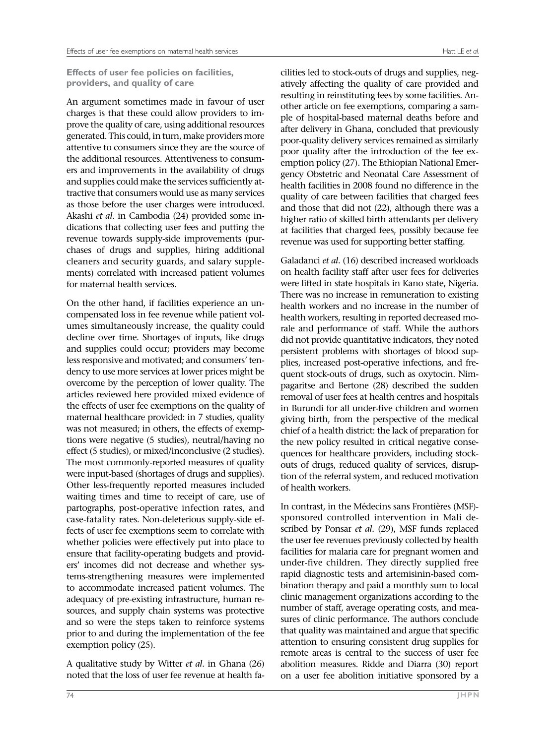**Effects of user fee policies on facilities, providers, and quality of care**

An argument sometimes made in favour of user charges is that these could allow providers to improve the quality of care, using additional resources generated. This could, in turn, make providers more attentive to consumers since they are the source of the additional resources. Attentiveness to consumers and improvements in the availability of drugs and supplies could make the services sufficiently attractive that consumers would use as many services as those before the user charges were introduced. Akashi *et al*. in Cambodia (24) provided some indications that collecting user fees and putting the revenue towards supply-side improvements (purchases of drugs and supplies, hiring additional cleaners and security guards, and salary supplements) correlated with increased patient volumes for maternal health services.

On the other hand, if facilities experience an uncompensated loss in fee revenue while patient volumes simultaneously increase, the quality could decline over time. Shortages of inputs, like drugs and supplies could occur; providers may become less responsive and motivated; and consumers' tendency to use more services at lower prices might be overcome by the perception of lower quality. The articles reviewed here provided mixed evidence of the effects of user fee exemptions on the quality of maternal healthcare provided: in 7 studies, quality was not measured; in others, the effects of exemptions were negative (5 studies), neutral/having no effect (5 studies), or mixed/inconclusive (2 studies). The most commonly-reported measures of quality were input-based (shortages of drugs and supplies). Other less-frequently reported measures included waiting times and time to receipt of care, use of partographs, post-operative infection rates, and case-fatality rates. Non-deleterious supply-side effects of user fee exemptions seem to correlate with whether policies were effectively put into place to ensure that facility-operating budgets and providers' incomes did not decrease and whether systems-strengthening measures were implemented to accommodate increased patient volumes. The adequacy of pre-existing infrastructure, human resources, and supply chain systems was protective and so were the steps taken to reinforce systems prior to and during the implementation of the fee exemption policy (25).

A qualitative study by Witter *et al*. in Ghana (26) noted that the loss of user fee revenue at health facilities led to stock-outs of drugs and supplies, negatively affecting the quality of care provided and resulting in reinstituting fees by some facilities. Another article on fee exemptions, comparing a sample of hospital-based maternal deaths before and after delivery in Ghana, concluded that previously poor-quality delivery services remained as similarly poor quality after the introduction of the fee exemption policy (27). The Ethiopian National Emergency Obstetric and Neonatal Care Assessment of health facilities in 2008 found no difference in the quality of care between facilities that charged fees and those that did not (22), although there was a higher ratio of skilled birth attendants per delivery at facilities that charged fees, possibly because fee revenue was used for supporting better staffing.

Galadanci *et al*. (16) described increased workloads on health facility staff after user fees for deliveries were lifted in state hospitals in Kano state, Nigeria. There was no increase in remuneration to existing health workers and no increase in the number of health workers, resulting in reported decreased morale and performance of staff. While the authors did not provide quantitative indicators, they noted persistent problems with shortages of blood supplies, increased post-operative infections, and frequent stock-outs of drugs, such as oxytocin. Nimpagaritse and Bertone (28) described the sudden removal of user fees at health centres and hospitals in Burundi for all under-five children and women giving birth, from the perspective of the medical chief of a health district: the lack of preparation for the new policy resulted in critical negative consequences for healthcare providers, including stock-outs of drugs, reduced quality of services, disruption of the referral system, and reduced motivation of health workers.

In contrast, in the Médecins sans Frontières (MSF)-sponsored controlled intervention in Mali described by Ponsar *et al*. (29), MSF funds replaced the user fee revenues previously collected by health facilities for malaria care for pregnant women and under-five children. They directly supplied free rapid diagnostic tests and artemisinin-based combination therapy and paid a monthly sum to local clinic management organizations according to the number of staff, average operating costs, and measures of clinic performance. The authors conclude that quality was maintained and argue that specific attention to ensuring consistent drug supplies for remote areas is central to the success of user fee abolition measures. Ridde and Diarra (30) report on a user fee abolition initiative sponsored by a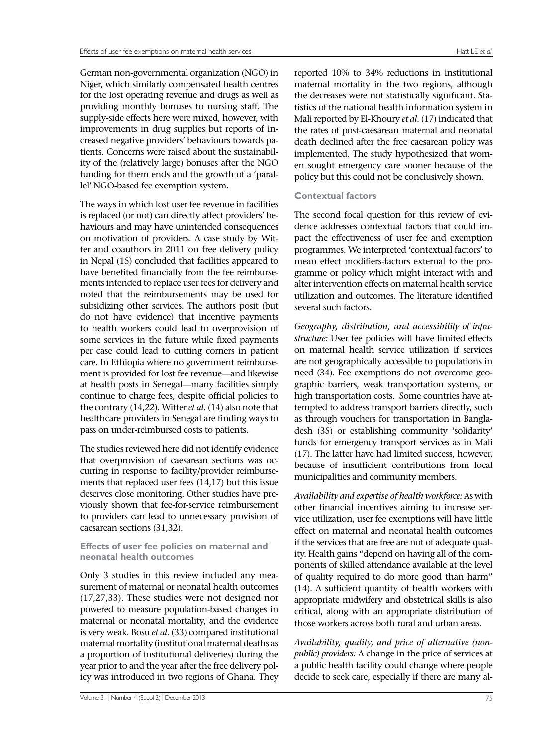German non-governmental organization (NGO) in Niger, which similarly compensated health centres for the lost operating revenue and drugs as well as providing monthly bonuses to nursing staff. The supply-side effects here were mixed, however, with improvements in drug supplies but reports of increased negative providers' behaviours towards patients. Concerns were raised about the sustainability of the (relatively large) bonuses after the NGO funding for them ends and the growth of a 'parallel' NGO-based fee exemption system.

The ways in which lost user fee revenue in facilities is replaced (or not) can directly affect providers' behaviours and may have unintended consequences on motivation of providers. A case study by Witter and coauthors in 2011 on free delivery policy in Nepal (15) concluded that facilities appeared to have benefited financially from the fee reimbursements intended to replace user fees for delivery and noted that the reimbursements may be used for subsidizing other services. The authors posit (but do not have evidence) that incentive payments to health workers could lead to overprovision of some services in the future while fixed payments per case could lead to cutting corners in patient care. In Ethiopia where no government reimbursement is provided for lost fee revenue—and likewise at health posts in Senegal—many facilities simply continue to charge fees, despite official policies to the contrary (14,22). Witter *et al.* (14) also note that healthcare providers in Senegal are finding ways to pass on under-reimbursed costs to patients.

The studies reviewed here did not identify evidence that overprovision of caesarean sections was occurring in response to facility/provider reimbursements that replaced user fees (14,17) but this issue deserves close monitoring. Other studies have previously shown that fee-for-service reimbursement to providers can lead to unnecessary provision of caesarean sections (31,32).

### Effects of user fee policies on maternal and neonatal health outcomes

Only 3 studies in this review included any measurement of maternal or neonatal health outcomes (17,27,33). These studies were not designed nor powered to measure population-based changes in maternal or neonatal mortality, and the evidence is very weak. Bosu *et al.* (33) compared institutional maternal mortality (institutional maternal deaths as a proportion of institutional deliveries) during the year prior to and the year after the free delivery policy was introduced in two regions of Ghana. They reported 10% to 34% reductions in institutional maternal mortality in the two regions, although the decreases were not statistically significant. Statistics of the national health information system in Mali reported by El-Khoury *et al.* (17) indicated that the rates of post-caesarean maternal and neonatal death declined after the free caesarean policy was implemented. The study hypothesized that women sought emergency care sooner because of the policy but this could not be conclusively shown.

### Contextual factors

The second focal question for this review of evidence addresses contextual factors that could impact the effectiveness of user fee and exemption programmes. We interpreted 'contextual factors' to mean effect modifiers-factors external to the programme or policy which might interact with and alter intervention effects on maternal health service utilization and outcomes. The literature identified several such factors.

*Geography, distribution, and accessibility of infrastructure:* User fee policies will have limited effects on maternal health service utilization if services are not geographically accessible to populations in need (34). Fee exemptions do not overcome geographic barriers, weak transportation systems, or high transportation costs. Some countries have attempted to address transport barriers directly, such as through vouchers for transportation in Bangladesh (35) or establishing community 'solidarity' funds for emergency transport services as in Mali (17). The latter have had limited success, however, because of insufficient contributions from local municipalities and community members.

*Availability and expertise of health workforce:* As with other financial incentives aiming to increase service utilization, user fee exemptions will have little effect on maternal and neonatal health outcomes if the services that are free are not of adequate quality. Health gains "depend on having all of the components of skilled attendance available at the level of quality required to do more good than harm" (14). A sufficient quantity of health workers with appropriate midwifery and obstetrical skills is also critical, along with an appropriate distribution of those workers across both rural and urban areas.

*Availability, quality, and price of alternative (non-public) providers:* A change in the price of services at a public health facility could change where people decide to seek care, especially if there are many al-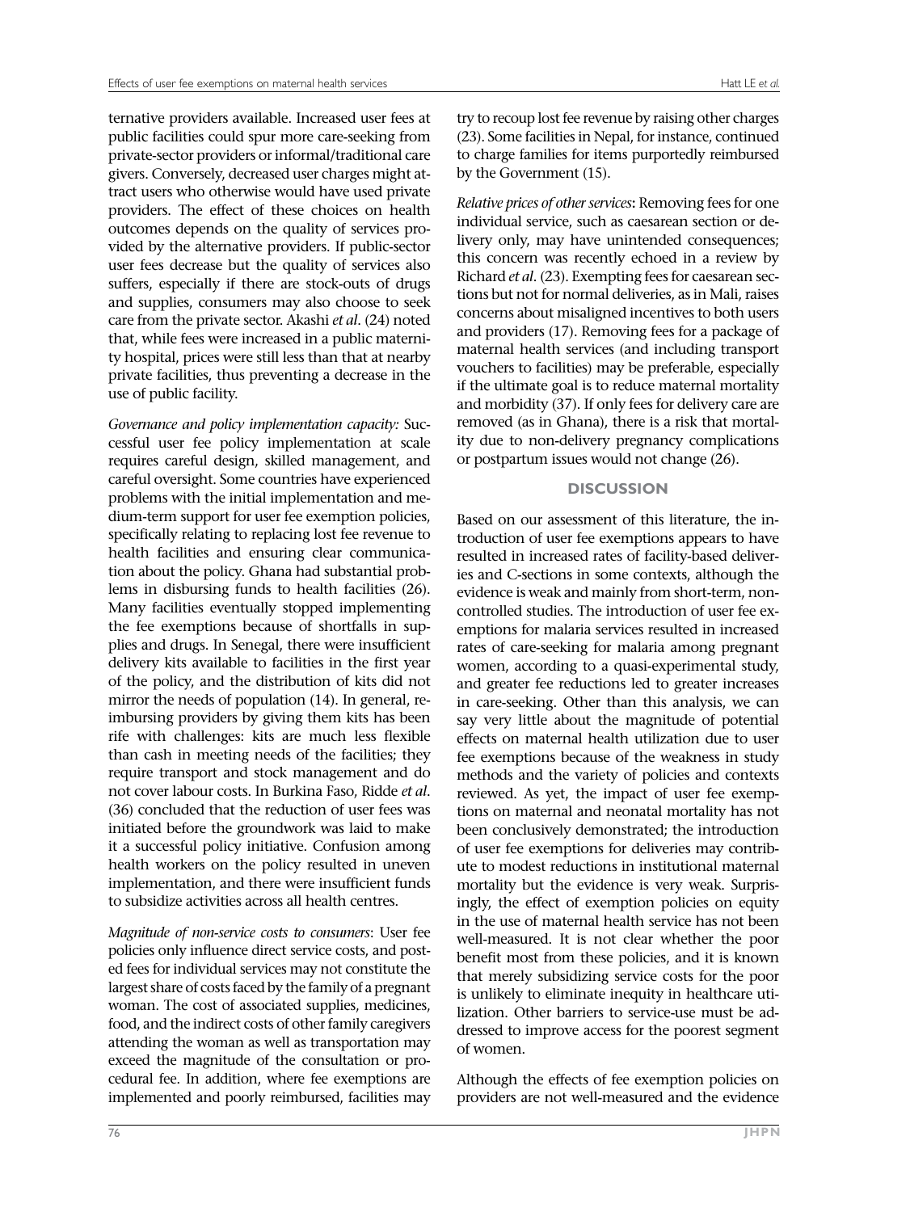ternative providers available. Increased user fees at public facilities could spur more care-seeking from private-sector providers or informal/traditional care givers. Conversely, decreased user charges might attract users who otherwise would have used private providers. The effect of these choices on health outcomes depends on the quality of services provided by the alternative providers. If public-sector user fees decrease but the quality of services also suffers, especially if there are stock-outs of drugs and supplies, consumers may also choose to seek care from the private sector. Akashi *et al*. (24) noted that, while fees were increased in a public maternity hospital, prices were still less than that at nearby private facilities, thus preventing a decrease in the use of public facility.

*Governance and policy implementation capacity:* Successful user fee policy implementation at scale requires careful design, skilled management, and careful oversight. Some countries have experienced problems with the initial implementation and medium-term support for user fee exemption policies, specifically relating to replacing lost fee revenue to health facilities and ensuring clear communication about the policy. Ghana had substantial problems in disbursing funds to health facilities (26). Many facilities eventually stopped implementing the fee exemptions because of shortfalls in supplies and drugs. In Senegal, there were insufficient delivery kits available to facilities in the first year of the policy, and the distribution of kits did not mirror the needs of population (14). In general, reimbursing providers by giving them kits has been rife with challenges: kits are much less flexible than cash in meeting needs of the facilities; they require transport and stock management and do not cover labour costs. In Burkina Faso, Ridde *et al*. (36) concluded that the reduction of user fees was initiated before the groundwork was laid to make it a successful policy initiative. Confusion among health workers on the policy resulted in uneven implementation, and there were insufficient funds to subsidize activities across all health centres.

*Magnitude of non-service costs to consumers*: User fee policies only influence direct service costs, and posted fees for individual services may not constitute the largest share of costs faced by the family of a pregnant woman. The cost of associated supplies, medicines, food, and the indirect costs of other family caregivers attending the woman as well as transportation may exceed the magnitude of the consultation or procedural fee. In addition, where fee exemptions are implemented and poorly reimbursed, facilities may try to recoup lost fee revenue by raising other charges (23). Some facilities in Nepal, for instance, continued to charge families for items purportedly reimbursed by the Government (15).

*Relative prices of other services*: Removing fees for one individual service, such as caesarean section or delivery only, may have unintended consequences; this concern was recently echoed in a review by Richard *et al*. (23). Exempting fees for caesarean sections but not for normal deliveries, as in Mali, raises concerns about misaligned incentives to both users and providers (17). Removing fees for a package of maternal health services (and including transport vouchers to facilities) may be preferable, especially if the ultimate goal is to reduce maternal mortality and morbidity (37). If only fees for delivery care are removed (as in Ghana), there is a risk that mortality due to non-delivery pregnancy complications or postpartum issues would not change (26).

## DISCUSSION

Based on our assessment of this literature, the introduction of user fee exemptions appears to have resulted in increased rates of facility-based deliveries and C-sections in some contexts, although the evidence is weak and mainly from short-term, non-controlled studies. The introduction of user fee exemptions for malaria services resulted in increased rates of care-seeking for malaria among pregnant women, according to a quasi-experimental study, and greater fee reductions led to greater increases in care-seeking. Other than this analysis, we can say very little about the magnitude of potential effects on maternal health utilization due to user fee exemptions because of the weakness in study methods and the variety of policies and contexts reviewed. As yet, the impact of user fee exemptions on maternal and neonatal mortality has not been conclusively demonstrated; the introduction of user fee exemptions for deliveries may contribute to modest reductions in institutional maternal mortality but the evidence is very weak. Surprisingly, the effect of exemption policies on equity in the use of maternal health service has not been well-measured. It is not clear whether the poor benefit most from these policies, and it is known that merely subsidizing service costs for the poor is unlikely to eliminate inequity in healthcare utilization. Other barriers to service-use must be addressed to improve access for the poorest segment of women.

Although the effects of fee exemption policies on providers are not well-measured and the evidence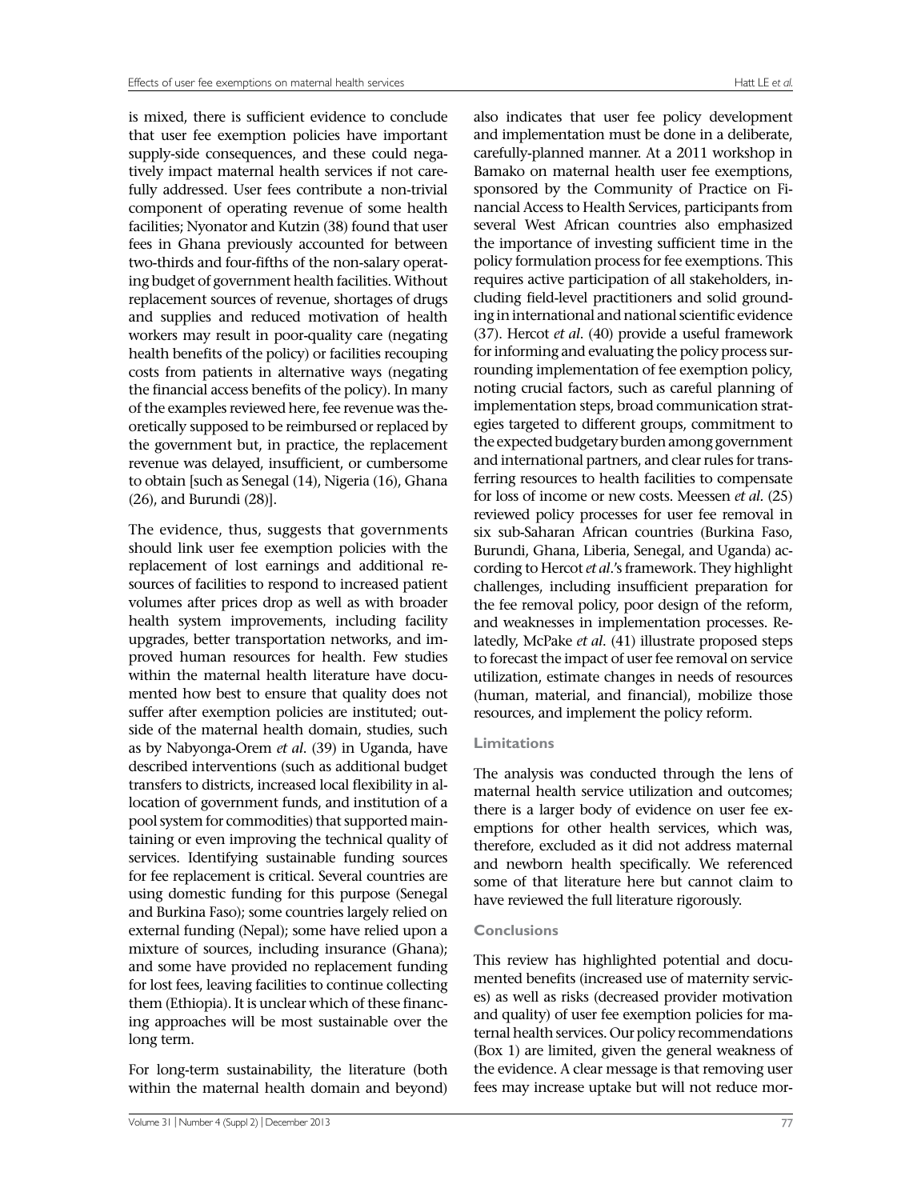is mixed, there is sufficient evidence to conclude that user fee exemption policies have important supply-side consequences, and these could negatively impact maternal health services if not carefully addressed. User fees contribute a non-trivial component of operating revenue of some health facilities; Nyonator and Kutzin (38) found that user fees in Ghana previously accounted for between two-thirds and four-fifths of the non-salary operating budget of government health facilities. Without replacement sources of revenue, shortages of drugs and supplies and reduced motivation of health workers may result in poor-quality care (negating health benefits of the policy) or facilities recouping costs from patients in alternative ways (negating the financial access benefits of the policy). In many of the examples reviewed here, fee revenue was theoretically supposed to be reimbursed or replaced by the government but, in practice, the replacement revenue was delayed, insufficient, or cumbersome to obtain [such as Senegal (14), Nigeria (16), Ghana (26), and Burundi (28)].

The evidence, thus, suggests that governments should link user fee exemption policies with the replacement of lost earnings and additional resources of facilities to respond to increased patient volumes after prices drop as well as with broader health system improvements, including facility upgrades, better transportation networks, and improved human resources for health. Few studies within the maternal health literature have documented how best to ensure that quality does not suffer after exemption policies are instituted; outside of the maternal health domain, studies, such as by Nabyonga-Orem *et al*. (39) in Uganda, have described interventions (such as additional budget transfers to districts, increased local flexibility in allocation of government funds, and institution of a pool system for commodities) that supported maintaining or even improving the technical quality of services. Identifying sustainable funding sources for fee replacement is critical. Several countries are using domestic funding for this purpose (Senegal and Burkina Faso); some countries largely relied on external funding (Nepal); some have relied upon a mixture of sources, including insurance (Ghana); and some have provided no replacement funding for lost fees, leaving facilities to continue collecting them (Ethiopia). It is unclear which of these financing approaches will be most sustainable over the long term.

For long-term sustainability, the literature (both within the maternal health domain and beyond) also indicates that user fee policy development and implementation must be done in a deliberate, carefully-planned manner. At a 2011 workshop in Bamako on maternal health user fee exemptions, sponsored by the Community of Practice on Financial Access to Health Services, participants from several West African countries also emphasized the importance of investing sufficient time in the policy formulation process for fee exemptions. This requires active participation of all stakeholders, including field-level practitioners and solid grounding in international and national scientific evidence (37). Hercot *et al*. (40) provide a useful framework for informing and evaluating the policy process surrounding implementation of fee exemption policy, noting crucial factors, such as careful planning of implementation steps, broad communication strategies targeted to different groups, commitment to the expected budgetary burden among government and international partners, and clear rules for transferring resources to health facilities to compensate for loss of income or new costs. Meessen *et al*. (25) reviewed policy processes for user fee removal in six sub-Saharan African countries (Burkina Faso, Burundi, Ghana, Liberia, Senegal, and Uganda) according to Hercot *et al*.'s framework. They highlight challenges, including insufficient preparation for the fee removal policy, poor design of the reform, and weaknesses in implementation processes. Relatedly, McPake *et al*. (41) illustrate proposed steps to forecast the impact of user fee removal on service utilization, estimate changes in needs of resources (human, material, and financial), mobilize those resources, and implement the policy reform.

### Limitations

The analysis was conducted through the lens of maternal health service utilization and outcomes; there is a larger body of evidence on user fee exemptions for other health services, which was, therefore, excluded as it did not address maternal and newborn health specifically. We referenced some of that literature here but cannot claim to have reviewed the full literature rigorously.

### Conclusions

This review has highlighted potential and documented benefits (increased use of maternity services) as well as risks (decreased provider motivation and quality) of user fee exemption policies for maternal health services. Our policy recommendations (Box 1) are limited, given the general weakness of the evidence. A clear message is that removing user fees may increase uptake but will not reduce mor-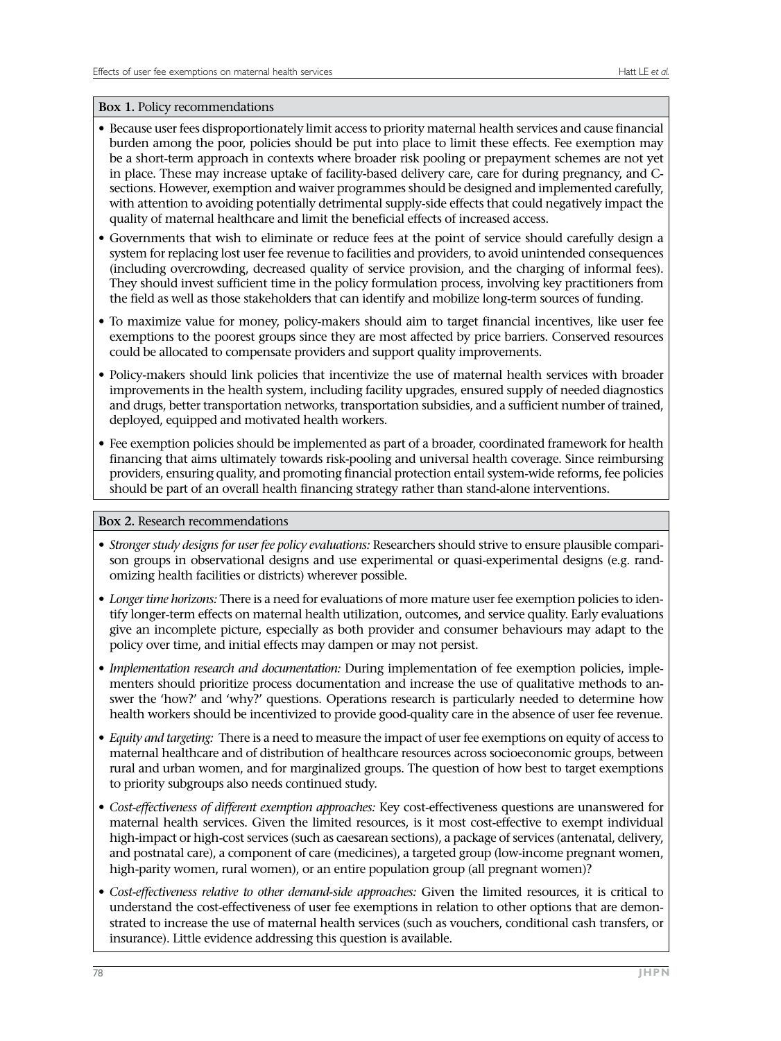**Box 1.** Policy recommendations

- Because user fees disproportionately limit access to priority maternal health services and cause financial burden among the poor, policies should be put into place to limit these effects. Fee exemption may be a short-term approach in contexts where broader risk pooling or prepayment schemes are not yet in place. These may increase uptake of facility-based delivery care, care for during pregnancy, and C-sections. However, exemption and waiver programmes should be designed and implemented carefully, with attention to avoiding potentially detrimental supply-side effects that could negatively impact the quality of maternal healthcare and limit the beneficial effects of increased access.
- Governments that wish to eliminate or reduce fees at the point of service should carefully design a system for replacing lost user fee revenue to facilities and providers, to avoid unintended consequences (including overcrowding, decreased quality of service provision, and the charging of informal fees). They should invest sufficient time in the policy formulation process, involving key practitioners from the field as well as those stakeholders that can identify and mobilize long-term sources of funding.
- To maximize value for money, policy-makers should aim to target financial incentives, like user fee exemptions to the poorest groups since they are most affected by price barriers. Conserved resources could be allocated to compensate providers and support quality improvements.
- Policy-makers should link policies that incentivize the use of maternal health services with broader improvements in the health system, including facility upgrades, ensured supply of needed diagnostics and drugs, better transportation networks, transportation subsidies, and a sufficient number of trained, deployed, equipped and motivated health workers.
- Fee exemption policies should be implemented as part of a broader, coordinated framework for health financing that aims ultimately towards risk-pooling and universal health coverage. Since reimbursing providers, ensuring quality, and promoting financial protection entail system-wide reforms, fee policies should be part of an overall health financing strategy rather than stand-alone interventions.

**Box 2.** Research recommendations

- *Stronger study designs for user fee policy evaluations:* Researchers should strive to ensure plausible comparison groups in observational designs and use experimental or quasi-experimental designs (e.g. randomizing health facilities or districts) wherever possible.
- *Longer time horizons:* There is a need for evaluations of more mature user fee exemption policies to identify longer-term effects on maternal health utilization, outcomes, and service quality. Early evaluations give an incomplete picture, especially as both provider and consumer behaviours may adapt to the policy over time, and initial effects may dampen or may not persist.
- *Implementation research and documentation:* During implementation of fee exemption policies, implementers should prioritize process documentation and increase the use of qualitative methods to answer the 'how?' and 'why?' questions. Operations research is particularly needed to determine how health workers should be incentivized to provide good-quality care in the absence of user fee revenue.
- *Equity and targeting:* There is a need to measure the impact of user fee exemptions on equity of access to maternal healthcare and of distribution of healthcare resources across socioeconomic groups, between rural and urban women, and for marginalized groups. The question of how best to target exemptions to priority subgroups also needs continued study.
- *Cost-effectiveness of different exemption approaches:* Key cost-effectiveness questions are unanswered for maternal health services. Given the limited resources, is it most cost-effective to exempt individual high-impact or high-cost services (such as caesarean sections), a package of services (antenatal, delivery, and postnatal care), a component of care (medicines), a targeted group (low-income pregnant women, high-parity women, rural women), or an entire population group (all pregnant women)?
- *Cost-effectiveness relative to other demand-side approaches:* Given the limited resources, it is critical to understand the cost-effectiveness of user fee exemptions in relation to other options that are demonstrated to increase the use of maternal health services (such as vouchers, conditional cash transfers, or insurance). Little evidence addressing this question is available.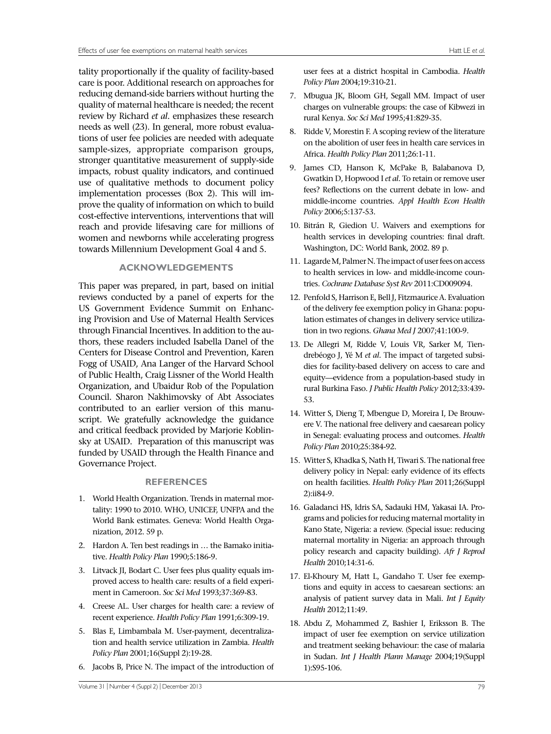tality proportionally if the quality of facility-based care is poor. Additional research on approaches for reducing demand-side barriers without hurting the quality of maternal healthcare is needed; the recent review by Richard *et al*. emphasizes these research needs as well (23). In general, more robust evaluations of user fee policies are needed with adequate sample-sizes, appropriate comparison groups, stronger quantitative measurement of supply-side impacts, robust quality indicators, and continued use of qualitative methods to document policy implementation processes (Box 2). This will improve the quality of information on which to build cost-effective interventions, interventions that will reach and provide lifesaving care for millions of women and newborns while accelerating progress towards Millennium Development Goal 4 and 5.

## ACKNOWLEDGEMENTS

This paper was prepared, in part, based on initial reviews conducted by a panel of experts for the US Government Evidence Summit on Enhancing Provision and Use of Maternal Health Services through Financial Incentives. In addition to the authors, these readers included Isabella Danel of the Centers for Disease Control and Prevention, Karen Fogg of USAID, Ana Langer of the Harvard School of Public Health, Craig Lissner of the World Health Organization, and Ubaidur Rob of the Population Council. Sharon Nakhimovsky of Abt Associates contributed to an earlier version of this manuscript. We gratefully acknowledge the guidance and critical feedback provided by Marjorie Koblinsky at USAID. Preparation of this manuscript was funded by USAID through the Health Finance and Governance Project.

## REFERENCES

1. World Health Organization. Trends in maternal mortality: 1990 to 2010. WHO, UNICEF, UNFPA and the World Bank estimates. Geneva: World Health Organization, 2012. 59 p.
2. Hardon A. Ten best readings in … the Bamako initiative. *Health Policy Plan* 1990;5:186-9.
3. Litvack JI, Bodart C. User fees plus quality equals improved access to health care: results of a field experiment in Cameroon. *Soc Sci Med* 1993;37:369-83.
4. Creese AL. User charges for health care: a review of recent experience. *Health Policy Plan* 1991;6:309-19.
5. Blas E, Limbambala M. User-payment, decentralization and health service utilization in Zambia. *Health Policy Plan* 2001;16(Suppl 2):19-28.
6. Jacobs B, Price N. The impact of the introduction of user fees at a district hospital in Cambodia. *Health Policy Plan* 2004;19:310-21.
7. Mbugua JK, Bloom GH, Segall MM. Impact of user charges on vulnerable groups: the case of Kibwezi in rural Kenya. *Soc Sci Med* 1995;41:829-35.
8. Ridde V, Morestin F. A scoping review of the literature on the abolition of user fees in health care services in Africa. *Health Policy Plan* 2011;26:1-11.
9. James CD, Hanson K, McPake B, Balabanova D, Gwatkin D, Hopwood I *et al*. To retain or remove user fees? Reflections on the current debate in low- and middle-income countries. *Appl Health Econ Health Policy* 2006;5:137-53.
10. Bitrán R, Giedion U. Waivers and exemptions for health services in developing countries: final draft. Washington, DC: World Bank, 2002. 89 p.
11. Lagarde M, Palmer N. The impact of user fees on access to health services in low- and middle-income countries. *Cochrane Database Syst Rev* 2011:CD009094.
12. Penfold S, Harrison E, Bell J, Fitzmaurice A. Evaluation of the delivery fee exemption policy in Ghana: population estimates of changes in delivery service utilization in two regions. *Ghana Med J* 2007;41:100-9.
13. De Allegri M, Ridde V, Louis VR, Sarker M, Tiendrebéogo J, Yé M *et al*. The impact of targeted subsidies for facility-based delivery on access to care and equity—evidence from a population-based study in rural Burkina Faso. *J Public Health Policy* 2012;33:439-53.
14. Witter S, Dieng T, Mbengue D, Moreira I, De Brouwere V. The national free delivery and caesarean policy in Senegal: evaluating process and outcomes. *Health Policy Plan* 2010;25:384-92.
15. Witter S, Khadka S, Nath H, Tiwari S. The national free delivery policy in Nepal: early evidence of its effects on health facilities. *Health Policy Plan* 2011;26(Suppl 2):ii84-9.
16. Galadanci HS, Idris SA, Sadauki HM, Yakasai IA. Programs and policies for reducing maternal mortality in Kano State, Nigeria: a review. (Special issue: reducing maternal mortality in Nigeria: an approach through policy research and capacity building). *Afr J Reprod Health* 2010;14:31-6.
17. El-Khoury M, Hatt L, Gandaho T. User fee exemptions and equity in access to caesarean sections: an analysis of patient survey data in Mali. *Int J Equity Health* 2012;11:49.
18. Abdu Z, Mohammed Z, Bashier I, Eriksson B. The impact of user fee exemption on service utilization and treatment seeking behaviour: the case of malaria in Sudan. *Int J Health Plann Manage* 2004;19(Suppl 1):S95-106.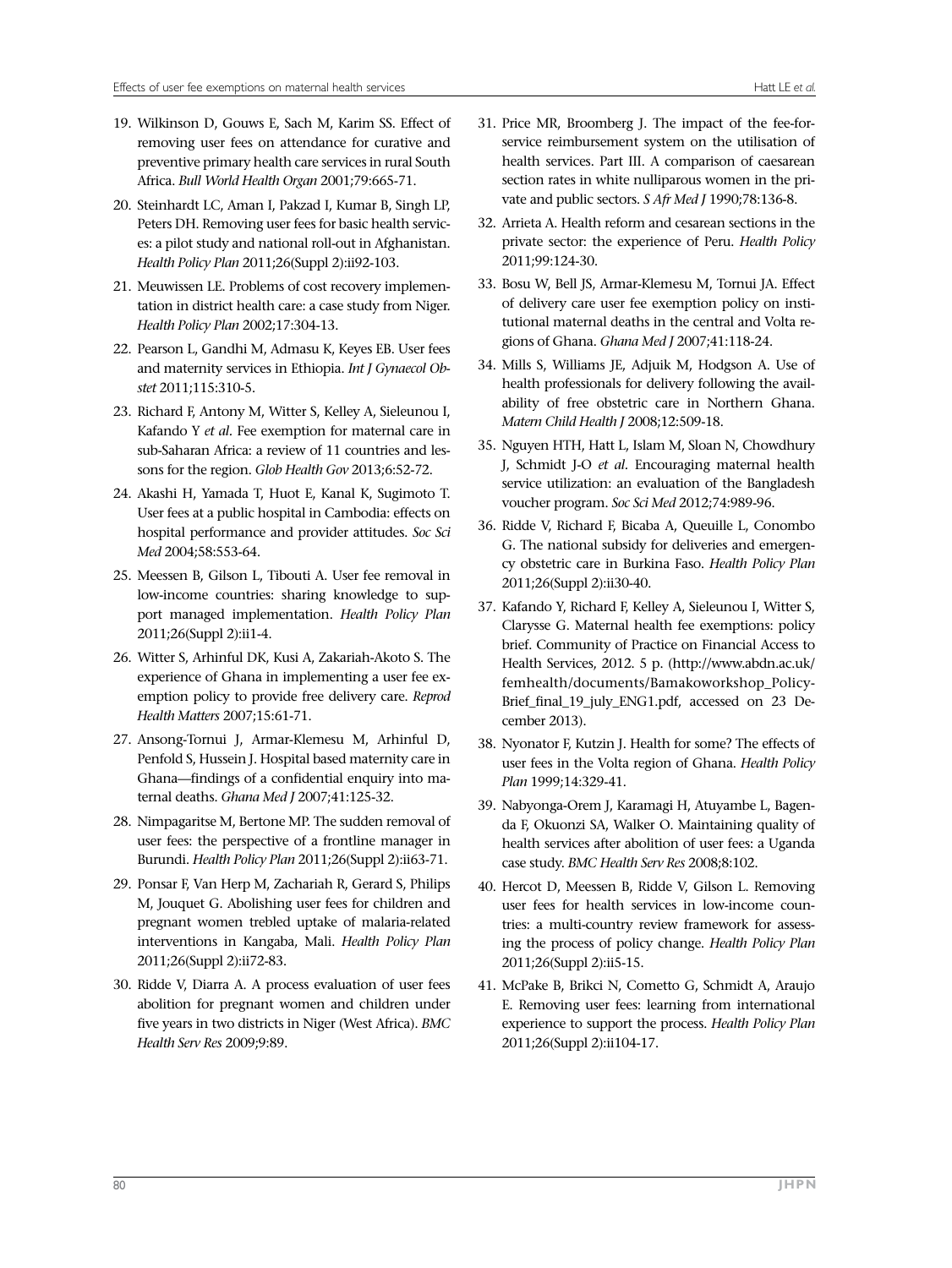19. Wilkinson D, Gouws E, Sach M, Karim SS. Effect of removing user fees on attendance for curative and preventive primary health care services in rural South Africa. *Bull World Health Organ* 2001;79:665-71.

20. Steinhardt LC, Aman I, Pakzad I, Kumar B, Singh LP, Peters DH. Removing user fees for basic health services: a pilot study and national roll-out in Afghanistan. *Health Policy Plan* 2011;26(Suppl 2):ii92-103.

21. Meuwissen LE. Problems of cost recovery implementation in district health care: a case study from Niger. *Health Policy Plan* 2002;17:304-13.

22. Pearson L, Gandhi M, Admasu K, Keyes EB. User fees and maternity services in Ethiopia. *Int J Gynaecol Obstet* 2011;115:310-5.

23. Richard F, Antony M, Witter S, Kelley A, Sieleunou I, Kafando Y *et al*. Fee exemption for maternal care in sub-Saharan Africa: a review of 11 countries and lessons for the region. *Glob Health Gov* 2013;6:52-72.

24. Akashi H, Yamada T, Huot E, Kanal K, Sugimoto T. User fees at a public hospital in Cambodia: effects on hospital performance and provider attitudes. *Soc Sci Med* 2004;58:553-64.

25. Meessen B, Gilson L, Tibouti A. User fee removal in low-income countries: sharing knowledge to support managed implementation. *Health Policy Plan* 2011;26(Suppl 2):ii1-4.

26. Witter S, Arhinful DK, Kusi A, Zakariah-Akoto S. The experience of Ghana in implementing a user fee exemption policy to provide free delivery care. *Reprod Health Matters* 2007;15:61-71.

27. Ansong-Tornui J, Armar-Klemesu M, Arhinful D, Penfold S, Hussein J. Hospital based maternity care in Ghana—findings of a confidential enquiry into maternal deaths. *Ghana Med J* 2007;41:125-32.

28. Nimpagaritse M, Bertone MP. The sudden removal of user fees: the perspective of a frontline manager in Burundi. *Health Policy Plan* 2011;26(Suppl 2):ii63-71.

29. Ponsar F, Van Herp M, Zachariah R, Gerard S, Philips M, Jouquet G. Abolishing user fees for children and pregnant women trebled uptake of malaria-related interventions in Kangaba, Mali. *Health Policy Plan* 2011;26(Suppl 2):ii72-83.

30. Ridde V, Diarra A. A process evaluation of user fees abolition for pregnant women and children under five years in two districts in Niger (West Africa). *BMC Health Serv Res* 2009;9:89.

31. Price MR, Broomberg J. The impact of the fee-for-service reimbursement system on the utilisation of health services. Part III. A comparison of caesarean section rates in white nulliparous women in the private and public sectors. *S Afr Med J* 1990;78:136-8.

32. Arrieta A. Health reform and cesarean sections in the private sector: the experience of Peru. *Health Policy* 2011;99:124-30.

33. Bosu W, Bell JS, Armar-Klemesu M, Tornui JA. Effect of delivery care user fee exemption policy on institutional maternal deaths in the central and Volta regions of Ghana. *Ghana Med J* 2007;41:118-24.

34. Mills S, Williams JE, Adjuik M, Hodgson A. Use of health professionals for delivery following the availability of free obstetric care in Northern Ghana. *Matern Child Health J* 2008;12:509-18.

35. Nguyen HTH, Hatt L, Islam M, Sloan N, Chowdhury J, Schmidt J-O *et al*. Encouraging maternal health service utilization: an evaluation of the Bangladesh voucher program. *Soc Sci Med* 2012;74:989-96.

36. Ridde V, Richard F, Bicaba A, Queuille L, Conombo G. The national subsidy for deliveries and emergency obstetric care in Burkina Faso. *Health Policy Plan* 2011;26(Suppl 2):ii30-40.

37. Kafando Y, Richard F, Kelley A, Sieleunou I, Witter S, Clarysse G. Maternal health fee exemptions: policy brief. Community of Practice on Financial Access to Health Services, 2012. 5 p. (http://www.abdn.ac.uk/femhealth/documents/Bamakoworkshop_Policy-Brief_final_19_july_ENG1.pdf, accessed on 23 December 2013).

38. Nyonator F, Kutzin J. Health for some? The effects of user fees in the Volta region of Ghana. *Health Policy Plan* 1999;14:329-41.

39. Nabyonga-Orem J, Karamagi H, Atuyambe L, Bagenda F, Okuonzi SA, Walker O. Maintaining quality of health services after abolition of user fees: a Uganda case study. *BMC Health Serv Res* 2008;8:102.

40. Hercot D, Meessen B, Ridde V, Gilson L. Removing user fees for health services in low-income countries: a multi-country review framework for assessing the process of policy change. *Health Policy Plan* 2011;26(Suppl 2):ii5-15.

41. McPake B, Brikci N, Cometto G, Schmidt A, Araujo E. Removing user fees: learning from international experience to support the process. *Health Policy Plan* 2011;26(Suppl 2):ii104-17.